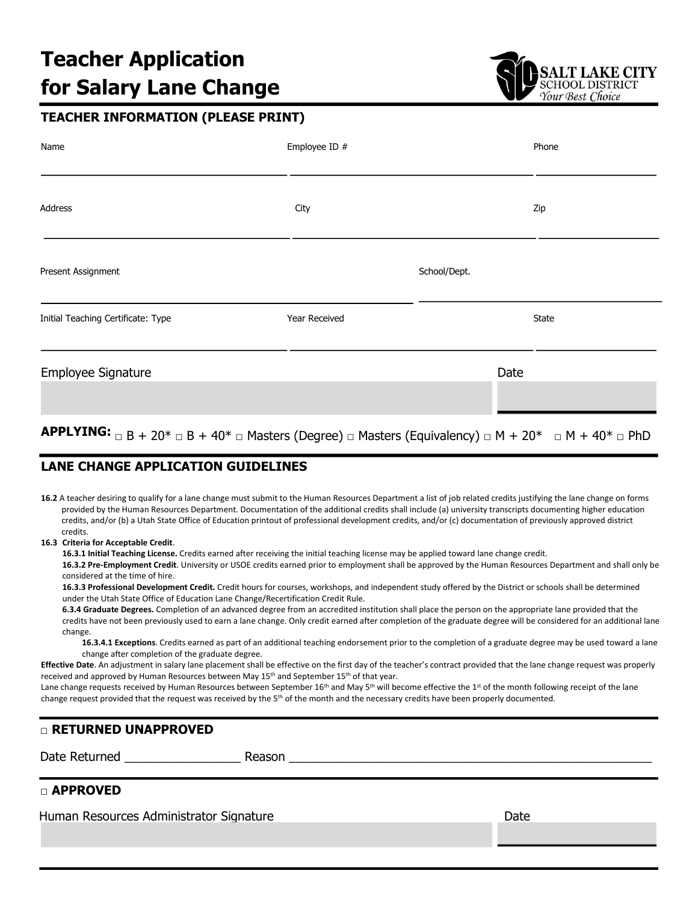# Teacher Application for Salary Lane Change

SALT LAKE CITY SCHOOL DISTRICT
*Your Best Choice*

## TEACHER INFORMATION (PLEASE PRINT)

| Name | Employee ID # | Phone |
|---|---|---|
| | | |

| Address | City | Zip |
|---|---|---|
| | | |

| Present Assignment | School/Dept. |
|---|---|
| | |

| Initial Teaching Certificate: Type | Year Received | State |
|---|---|---|
| | | |

| Employee Signature | Date |
|---|---|
| | |

**APPLYING:** □ B + 20* □ B + 40* □ Masters (Degree) □ Masters (Equivalency) □ M + 20* □ M + 40* □ PhD

## LANE CHANGE APPLICATION GUIDELINES

**16.2** A teacher desiring to qualify for a lane change must submit to the Human Resources Department a list of job related credits justifying the lane change on forms provided by the Human Resources Department. Documentation of the additional credits shall include (a) university transcripts documenting higher education credits, and/or (b) a Utah State Office of Education printout of professional development credits, and/or (c) documentation of previously approved district credits.

**16.3 Criteria for Acceptable Credit**.

**16.3.1 Initial Teaching License.** Credits earned after receiving the initial teaching license may be applied toward lane change credit.

**16.3.2 Pre-Employment Credit**. University or USOE credits earned prior to employment shall be approved by the Human Resources Department and shall only be considered at the time of hire.

**16.3.3 Professional Development Credit.** Credit hours for courses, workshops, and independent study offered by the District or schools shall be determined under the Utah State Office of Education Lane Change/Recertification Credit Rule.

**6.3.4 Graduate Degrees.** Completion of an advanced degree from an accredited institution shall place the person on the appropriate lane provided that the credits have not been previously used to earn a lane change. Only credit earned after completion of the graduate degree will be considered for an additional lane change.

**16.3.4.1 Exceptions**. Credits earned as part of an additional teaching endorsement prior to the completion of a graduate degree may be used toward a lane change after completion of the graduate degree.

**Effective Date**. An adjustment in salary lane placement shall be effective on the first day of the teacher's contract provided that the lane change request was properly received and approved by Human Resources between May 15th and September 15th of that year.

Lane change requests received by Human Resources between September 16th and May 5th will become effective the 1st of the month following receipt of the lane change request provided that the request was received by the 5th of the month and the necessary credits have been properly documented.

## □ RETURNED UNAPPROVED

Date Returned ________________ Reason ____________________________________________________

## □ APPROVED

| Human Resources Administrator Signature | Date |
|---|---|
| | |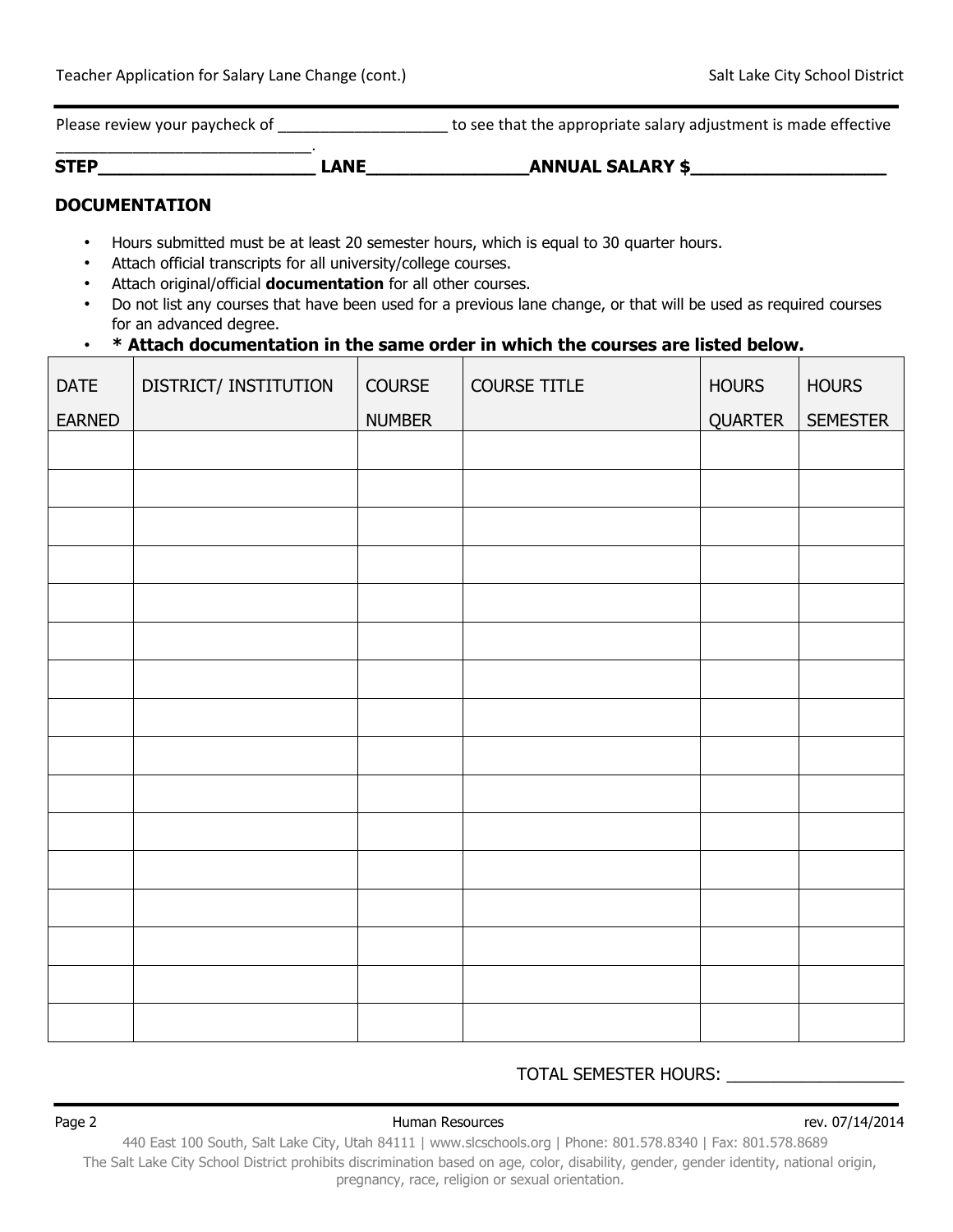Please review your paycheck of ____________________ to see that the appropriate salary adjustment is made effective ______________________________.

**STEP______________________ LANE________________ANNUAL SALARY $____________________**

**DOCUMENTATION**

- Hours submitted must be at least 20 semester hours, which is equal to 30 quarter hours.
- Attach official transcripts for all university/college courses.
- Attach original/official **documentation** for all other courses.
- Do not list any courses that have been used for a previous lane change, or that will be used as required courses for an advanced degree.
- **\* Attach documentation in the same order in which the courses are listed below.**

| DATE EARNED | DISTRICT/ INSTITUTION | COURSE NUMBER | COURSE TITLE | HOURS QUARTER | HOURS SEMESTER |
|---|---|---|---|---|---|
| | | | | | |
| | | | | | |
| | | | | | |
| | | | | | |
| | | | | | |
| | | | | | |
| | | | | | |
| | | | | | |
| | | | | | |
| | | | | | |
| | | | | | |
| | | | | | |
| | | | | | |
| | | | | | |
| | | | | | |
| | | | | | |

TOTAL SEMESTER HOURS: ___________________

Human Resources

440 East 100 South, Salt Lake City, Utah 84111 | www.slcschools.org | Phone: 801.578.8340 | Fax: 801.578.8689

The Salt Lake City School District prohibits discrimination based on age, color, disability, gender, gender identity, national origin, pregnancy, race, religion or sexual orientation.